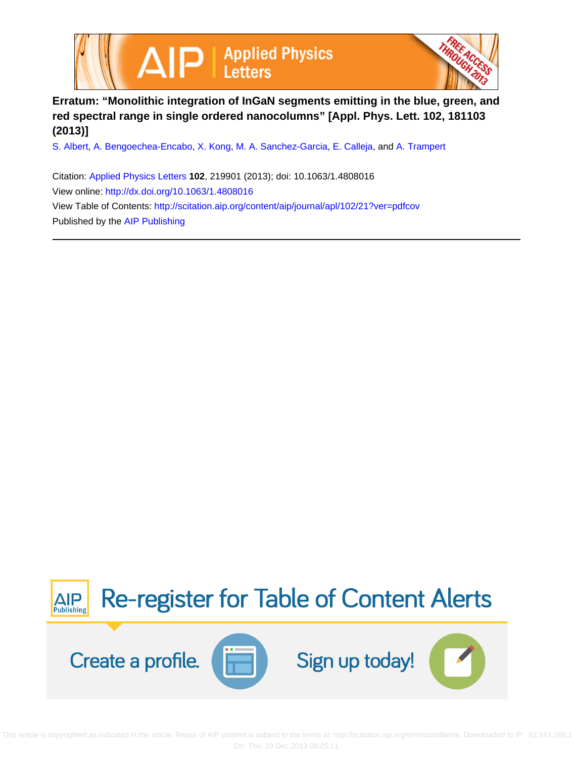# Erratum: "Monolithic integration of InGaN segments emitting in the blue, green, and red spectral range in single ordered nanocolumns" [Appl. Phys. Lett. 102, 181103 (2013)]

S. Albert, A. Bengoechea-Encabo, X. Kong, M. A. Sanchez-Garcia, E. Calleja, and A. Trampert

Citation: Applied Physics Letters **102**, 219901 (2013); doi: 10.1063/1.4808016

View online: http://dx.doi.org/10.1063/1.4808016

View Table of Contents: http://scitation.aip.org/content/aip/journal/apl/102/21?ver=pdfcov

Published by the AIP Publishing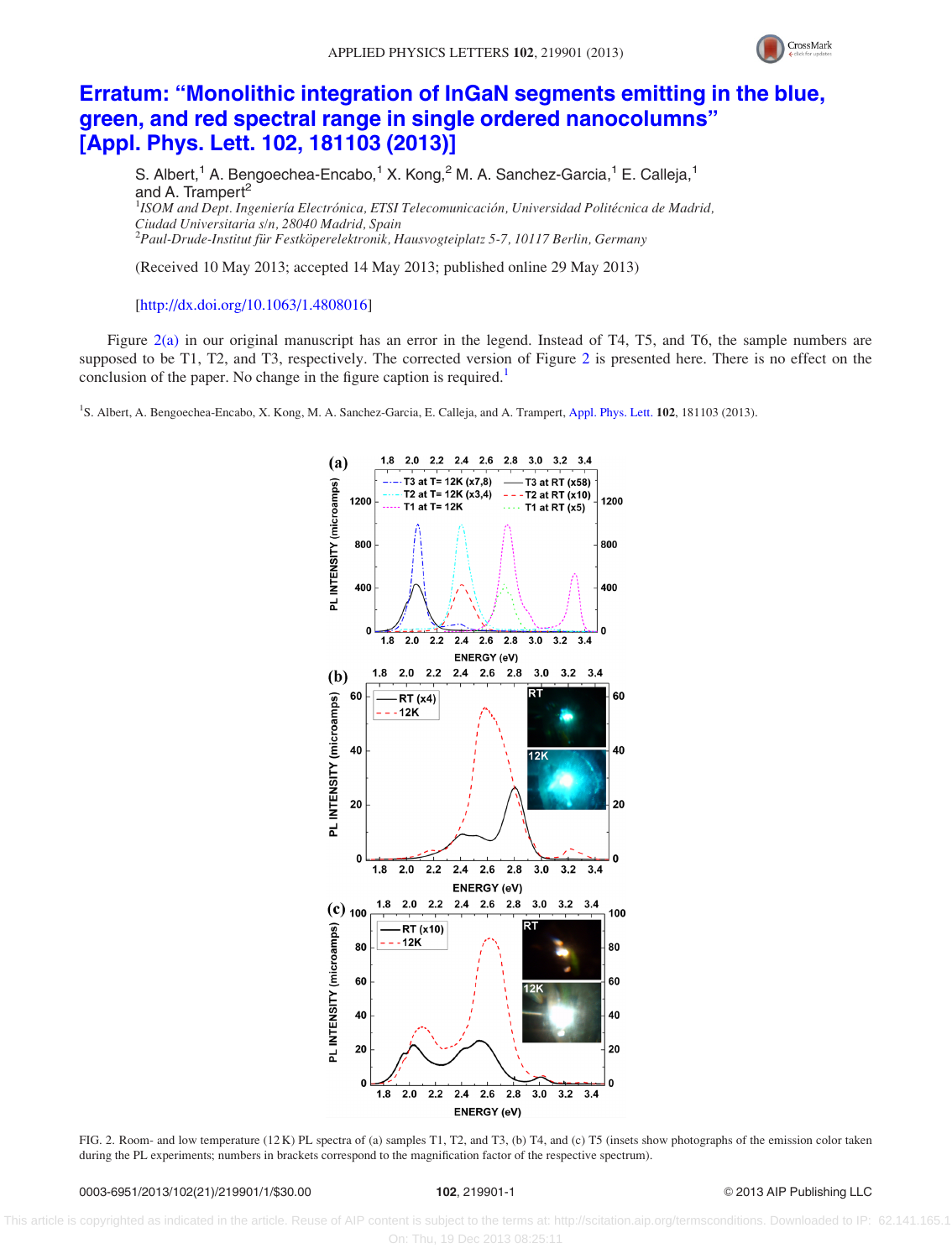# Erratum: "Monolithic integration of InGaN segments emitting in the blue, green, and red spectral range in single ordered nanocolumns" [Appl. Phys. Lett. 102, 181103 (2013)]

S. Albert,[1] A. Bengoechea-Encabo,[1] X. Kong,[2] M. A. Sanchez-Garcia,[1] E. Calleja,[1] and A. Trampert[2]

[1]*ISOM and Dept. Ingeniería Electrónica, ETSI Telecomunicación, Universidad Politécnica de Madrid, Ciudad Universitaria s/n, 28040 Madrid, Spain*
[2]*Paul-Drude-Institut für Festköperelektronik, Hausvogteiplatz 5-7, 10117 Berlin, Germany*

(Received 10 May 2013; accepted 14 May 2013; published online 29 May 2013)

[http://dx.doi.org/10.1063/1.4808016]

Figure 2(a) in our original manuscript has an error in the legend. Instead of T4, T5, and T6, the sample numbers are supposed to be T1, T2, and T3, respectively. The corrected version of Figure 2 is presented here. There is no effect on the conclusion of the paper. No change in the figure caption is required.[1]

[1]S. Albert, A. Bengoechea-Encabo, X. Kong, M. A. Sanchez-Garcia, E. Calleja, and A. Trampert, Appl. Phys. Lett. **102**, 181103 (2013).

(a)
T3 at T= 12K (x7,8)
T2 at T= 12K (x3,4)
T1 at T= 12K
T3 at RT (x58)
T2 at RT (x10)
T1 at RT (x5)
PL INTENSITY (microamps)
ENERGY (eV)

(b)
RT (x4)
12K
RT
12K
PL INTENSITY (microamps)
ENERGY (eV)

(c)
RT (x10)
12K
RT
12K
PL INTENSITY (microamps)
ENERGY (eV)

FIG. 2. Room- and low temperature (12 K) PL spectra of (a) samples T1, T2, and T3, (b) T4, and (c) T5 (insets show photographs of the emission color taken during the PL experiments; numbers in brackets correspond to the magnification factor of the respective spectrum).